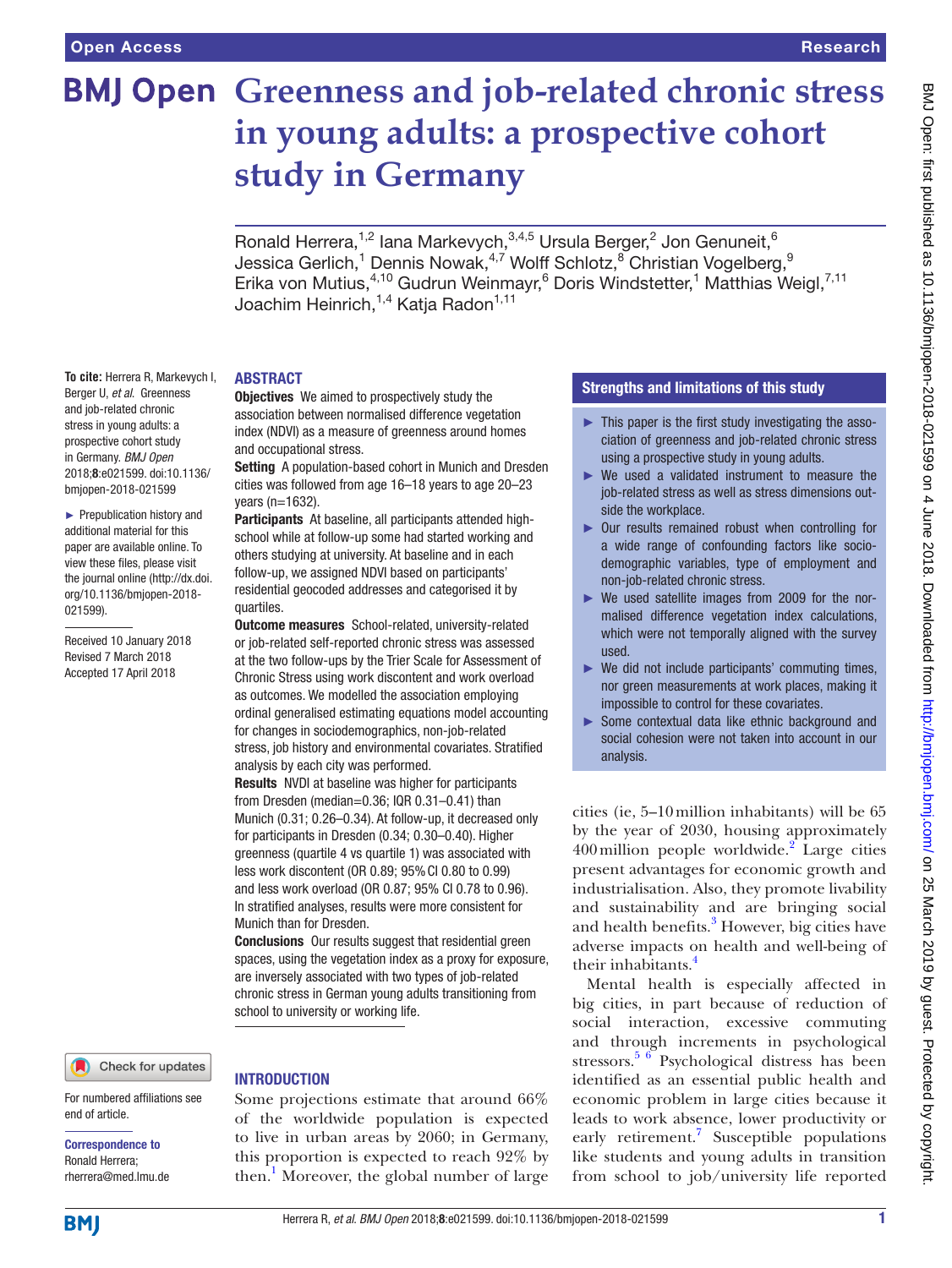# Greenness and job-related chronic stress in young adults: a prospective cohort study in Germany

Ronald Herrera,[1,2] Iana Markevych,[3,4,5] Ursula Berger,[2] Jon Genuneit,[6] Jessica Gerlich,[1] Dennis Nowak,[4,7] Wolff Schlotz,[8] Christian Vogelberg,[9] Erika von Mutius,[4,10] Gudrun Weinmayr,[6] Doris Windstetter,[1] Matthias Weigl,[7,11] Joachim Heinrich,[1,4] Katja Radon[1,11]

**To cite:** Herrera R, Markevych I, Berger U, *et al*. Greenness and job-related chronic stress in young adults: a prospective cohort study in Germany. *BMJ Open* 2018;**8**:e021599. doi:10.1136/bmjopen-2018-021599

► Prepublication history and additional material for this paper are available online. To view these files, please visit the journal online (http://dx.doi.org/10.1136/bmjopen-2018-021599).

Received 10 January 2018
Revised 7 March 2018
Accepted 17 April 2018

For numbered affiliations see end of article.

**Correspondence to**
Ronald Herrera;
rherrera@med.lmu.de

## ABSTRACT

**Objectives** We aimed to prospectively study the association between normalised difference vegetation index (NDVI) as a measure of greenness around homes and occupational stress.

**Setting** A population-based cohort in Munich and Dresden cities was followed from age 16–18 years to age 20–23 years (n=1632).

**Participants** At baseline, all participants attended high-school while at follow-up some had started working and others studying at university. At baseline and in each follow-up, we assigned NDVI based on participants' residential geocoded addresses and categorised it by quartiles.

**Outcome measures** School-related, university-related or job-related self-reported chronic stress was assessed at the two follow-ups by the Trier Scale for Assessment of Chronic Stress using work discontent and work overload as outcomes. We modelled the association employing ordinal generalised estimating equations model accounting for changes in sociodemographics, non-job-related stress, job history and environmental covariates. Stratified analysis by each city was performed.

**Results** NVDI at baseline was higher for participants from Dresden (median=0.36; IQR 0.31–0.41) than Munich (0.31; 0.26–0.34). At follow-up, it decreased only for participants in Dresden (0.34; 0.30–0.40). Higher greenness (quartile 4 vs quartile 1) was associated with less work discontent (OR 0.89; 95% CI 0.80 to 0.99) and less work overload (OR 0.87; 95% CI 0.78 to 0.96). In stratified analyses, results were more consistent for Munich than for Dresden.

**Conclusions** Our results suggest that residential green spaces, using the vegetation index as a proxy for exposure, are inversely associated with two types of job-related chronic stress in German young adults transitioning from school to university or working life.

## Strengths and limitations of this study

- ► This paper is the first study investigating the association of greenness and job-related chronic stress using a prospective study in young adults.
- ► We used a validated instrument to measure the job-related stress as well as stress dimensions outside the workplace.
- ► Our results remained robust when controlling for a wide range of confounding factors like sociodemographic variables, type of employment and non-job-related chronic stress.
- ► We used satellite images from 2009 for the normalised difference vegetation index calculations, which were not temporally aligned with the survey used.
- ► We did not include participants' commuting times, nor green measurements at work places, making it impossible to control for these covariates.
- ► Some contextual data like ethnic background and social cohesion were not taken into account in our analysis.

## INTRODUCTION

Some projections estimate that around 66% of the worldwide population is expected to live in urban areas by 2060; in Germany, this proportion is expected to reach 92% by then.[1] Moreover, the global number of large cities (ie, 5–10 million inhabitants) will be 65 by the year of 2030, housing approximately 400 million people worldwide.[2] Large cities present advantages for economic growth and industrialisation. Also, they promote livability and sustainability and are bringing social and health benefits.[3] However, big cities have adverse impacts on health and well-being of their inhabitants.[4]

Mental health is especially affected in big cities, in part because of reduction of social interaction, excessive commuting and through increments in psychological stressors.[5 6] Psychological distress has been identified as an essential public health and economic problem in large cities because it leads to work absence, lower productivity or early retirement.[7] Susceptible populations like students and young adults in transition from school to job/university life reported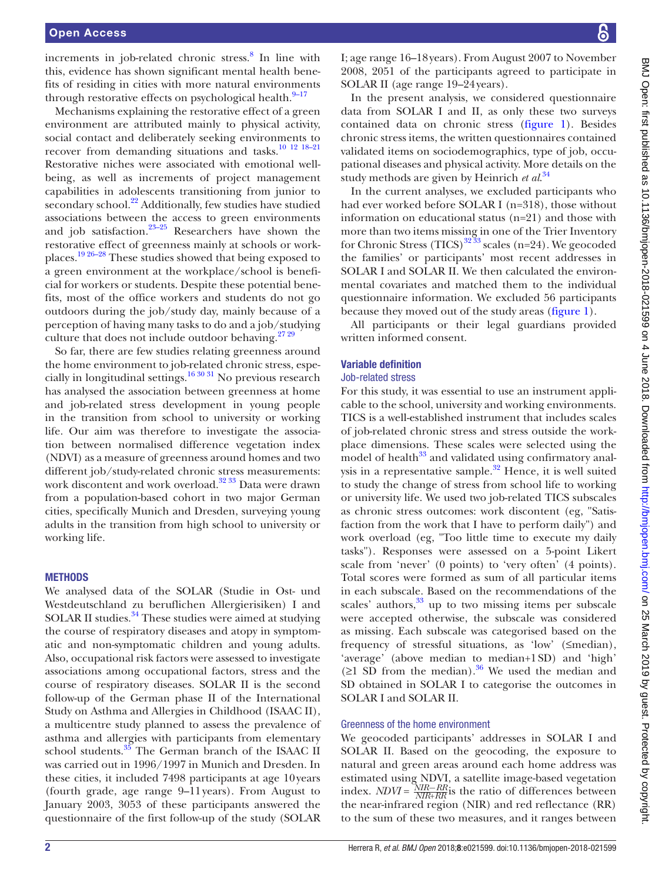increments in job-related chronic stress.[8] In line with this, evidence has shown significant mental health benefits of residing in cities with more natural environments through restorative effects on psychological health.[9–17]

Mechanisms explaining the restorative effect of a green environment are attributed mainly to physical activity, social contact and deliberately seeking environments to recover from demanding situations and tasks.[10 12 18–21] Restorative niches were associated with emotional well-being, as well as increments of project management capabilities in adolescents transitioning from junior to secondary school.[22] Additionally, few studies have studied associations between the access to green environments and job satisfaction.[23–25] Researchers have shown the restorative effect of greenness mainly at schools or workplaces.[19 26–28] These studies showed that being exposed to a green environment at the workplace/school is beneficial for workers or students. Despite these potential benefits, most of the office workers and students do not go outdoors during the job/study day, mainly because of a perception of having many tasks to do and a job/studying culture that does not include outdoor behaving.[27 29]

So far, there are few studies relating greenness around the home environment to job-related chronic stress, especially in longitudinal settings.[16 30 31] No previous research has analysed the association between greenness at home and job-related stress development in young people in the transition from school to university or working life. Our aim was therefore to investigate the association between normalised difference vegetation index (NDVI) as a measure of greenness around homes and two different job/study-related chronic stress measurements: work discontent and work overload.[32 33] Data were drawn from a population-based cohort in two major German cities, specifically Munich and Dresden, surveying young adults in the transition from high school to university or working life.

## METHODS

We analysed data of the SOLAR (Studie in Ost- und Westdeutschland zu beruflichen Allergierisiken) I and SOLAR II studies.[34] These studies were aimed at studying the course of respiratory diseases and atopy in symptomatic and non-symptomatic children and young adults. Also, occupational risk factors were assessed to investigate associations among occupational factors, stress and the course of respiratory diseases. SOLAR II is the second follow-up of the German phase II of the International Study on Asthma and Allergies in Childhood (ISAAC II), a multicentre study planned to assess the prevalence of asthma and allergies with participants from elementary school students.[35] The German branch of the ISAAC II was carried out in 1996/1997 in Munich and Dresden. In these cities, it included 7498 participants at age 10 years (fourth grade, age range 9–11 years). From August to January 2003, 3053 of these participants answered the questionnaire of the first follow-up of the study (SOLAR I; age range 16–18 years). From August 2007 to November 2008, 2051 of the participants agreed to participate in SOLAR II (age range 19–24 years).

In the present analysis, we considered questionnaire data from SOLAR I and II, as only these two surveys contained data on chronic stress (figure 1). Besides chronic stress items, the written questionnaires contained validated items on sociodemographics, type of job, occupational diseases and physical activity. More details on the study methods are given by Heinrich *et al*.[34]

In the current analyses, we excluded participants who had ever worked before SOLAR I (n=318), those without information on educational status (n=21) and those with more than two items missing in one of the Trier Inventory for Chronic Stress (TICS)[32 33] scales (n=24). We geocoded the families' or participants' most recent addresses in SOLAR I and SOLAR II. We then calculated the environmental covariates and matched them to the individual questionnaire information. We excluded 56 participants because they moved out of the study areas (figure 1).

All participants or their legal guardians provided written informed consent.

### Variable definition

#### Job-related stress

For this study, it was essential to use an instrument applicable to the school, university and working environments. TICS is a well-established instrument that includes scales of job-related chronic stress and stress outside the workplace dimensions. These scales were selected using the model of health[33] and validated using confirmatory analysis in a representative sample.[32] Hence, it is well suited to study the change of stress from school life to working or university life. We used two job-related TICS subscales as chronic stress outcomes: work discontent (eg, "Satisfaction from the work that I have to perform daily") and work overload (eg, "Too little time to execute my daily tasks"). Responses were assessed on a 5-point Likert scale from 'never' (0 points) to 'very often' (4 points). Total scores were formed as sum of all particular items in each subscale. Based on the recommendations of the scales' authors,[33] up to two missing items per subscale were accepted otherwise, the subscale was considered as missing. Each subscale was categorised based on the frequency of stressful situations, as 'low' (≤median), 'average' (above median to median+1 SD) and 'high' (≥1 SD from the median).[36] We used the median and SD obtained in SOLAR I to categorise the outcomes in SOLAR I and SOLAR II.

#### Greenness of the home environment

We geocoded participants' addresses in SOLAR I and SOLAR II. Based on the geocoding, the exposure to natural and green areas around each home address was estimated using NDVI, a satellite image-based vegetation index. $NDVI = \frac{NIR-RR}{NIR+RR}$ is the ratio of differences between the near-infrared region (NIR) and red reflectance (RR) to the sum of these two measures, and it ranges between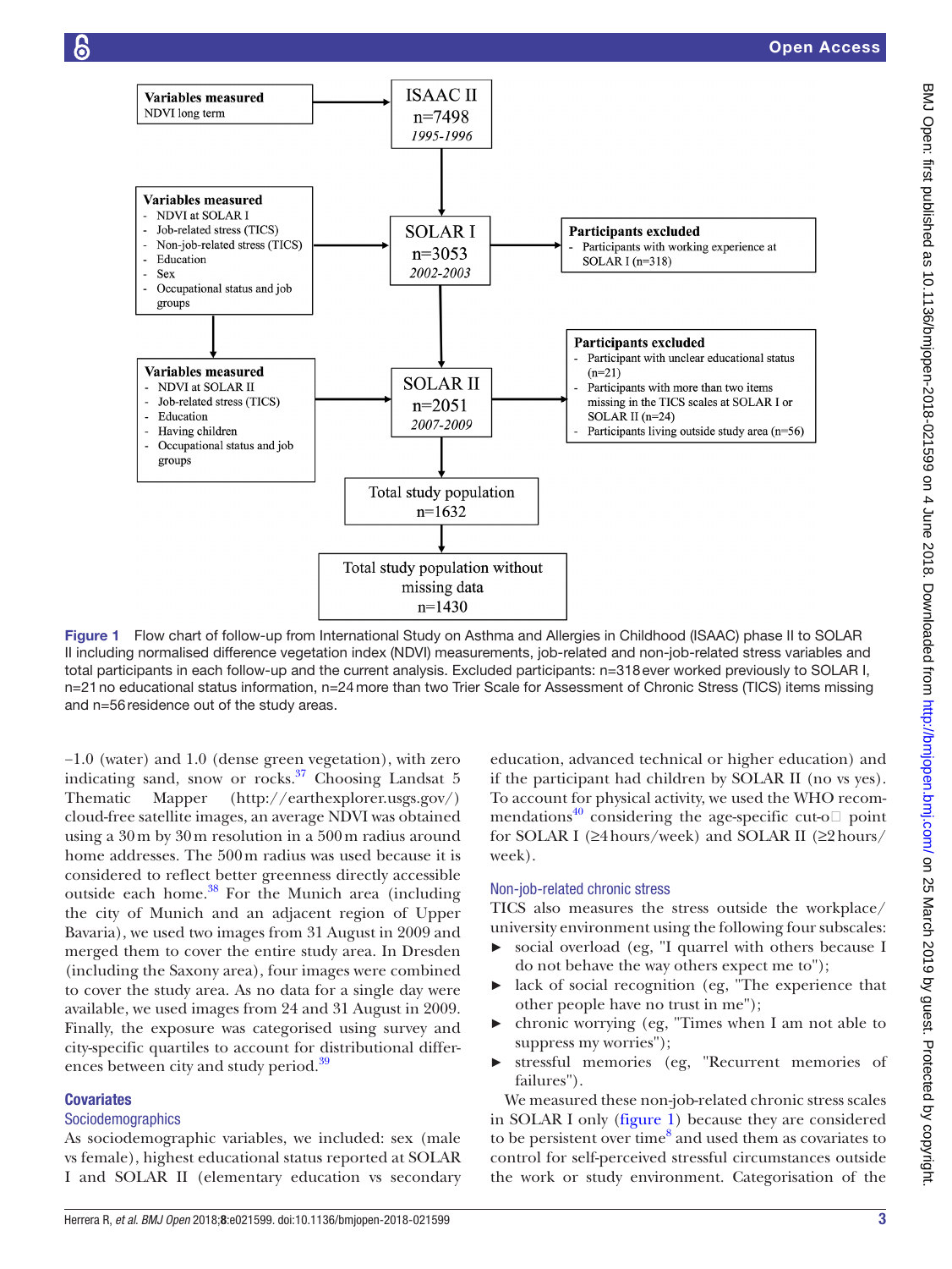Variables measured
NDVI long term

ISAAC II
n=7498
*1995-1996*

Variables measured
- NDVI at SOLAR I
- Job-related stress (TICS)
- Non-job-related stress (TICS)
- Education
- Sex
- Occupational status and job groups

SOLAR I
n=3053
*2002-2003*

Participants excluded
- Participants with working experience at SOLAR I (n=318)

Variables measured
- NDVI at SOLAR II
- Job-related stress (TICS)
- Education
- Having children
- Occupational status and job groups

SOLAR II
n=2051
*2007-2009*

Participants excluded
- Participant with unclear educational status (n=21)
- Participants with more than two items missing in the TICS scales at SOLAR I or SOLAR II (n=24)
- Participants living outside study area (n=56)

Total study population
n=1632

Total study population without missing data
n=1430

**Figure 1** Flow chart of follow-up from International Study on Asthma and Allergies in Childhood (ISAAC) phase II to SOLAR II including normalised difference vegetation index (NDVI) measurements, job-related and non-job-related stress variables and total participants in each follow-up and the current analysis. Excluded participants: n=318 ever worked previously to SOLAR I, n=21 no educational status information, n=24 more than two Trier Scale for Assessment of Chronic Stress (TICS) items missing and n=56 residence out of the study areas.

−1.0 (water) and 1.0 (dense green vegetation), with zero indicating sand, snow or rocks.[37] Choosing Landsat 5 Thematic Mapper (http://earthexplorer.usgs.gov/) cloud-free satellite images, an average NDVI was obtained using a 30 m by 30 m resolution in a 500 m radius around home addresses. The 500 m radius was used because it is considered to reflect better greenness directly accessible outside each home.[38] For the Munich area (including the city of Munich and an adjacent region of Upper Bavaria), we used two images from 31 August in 2009 and merged them to cover the entire study area. In Dresden (including the Saxony area), four images were combined to cover the study area. As no data for a single day were available, we used images from 24 and 31 August in 2009. Finally, the exposure was categorised using survey and city-specific quartiles to account for distributional differences between city and study period.[39]

## Covariates

### Sociodemographics

As sociodemographic variables, we included: sex (male vs female), highest educational status reported at SOLAR I and SOLAR II (elementary education vs secondary education, advanced technical or higher education) and if the participant had children by SOLAR II (no vs yes). To account for physical activity, we used the WHO recommendations[40] considering the age-specific cut-off point for SOLAR I (≥4 hours/week) and SOLAR II (≥2 hours/week).

### Non-job-related chronic stress

TICS also measures the stress outside the workplace/university environment using the following four subscales:

- social overload (eg, "I quarrel with others because I do not behave the way others expect me to");
- lack of social recognition (eg, "The experience that other people have no trust in me");
- chronic worrying (eg, "Times when I am not able to suppress my worries");
- stressful memories (eg, "Recurrent memories of failures").

We measured these non-job-related chronic stress scales in SOLAR I only (figure 1) because they are considered to be persistent over time[8] and used them as covariates to control for self-perceived stressful circumstances outside the work or study environment. Categorisation of the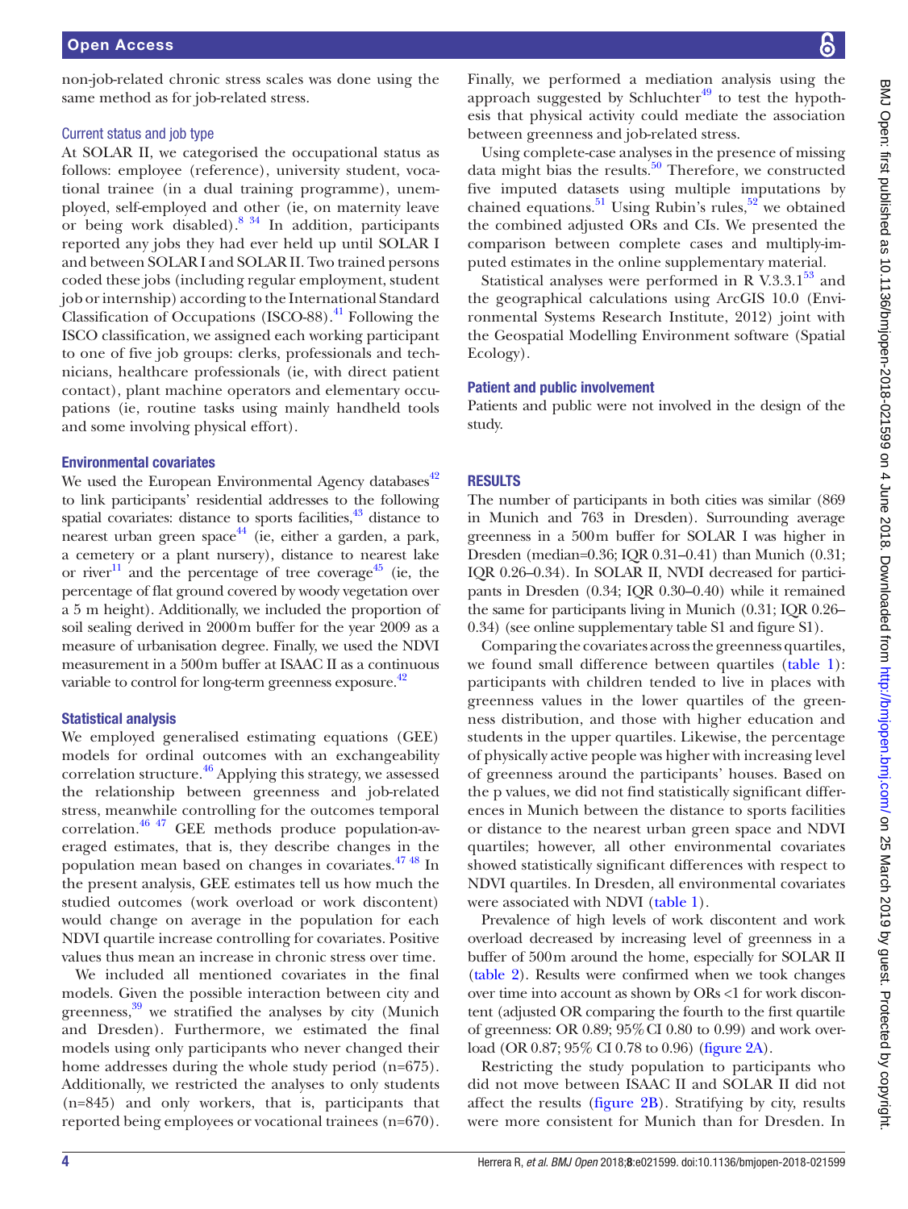non-job-related chronic stress scales was done using the same method as for job-related stress.

### Current status and job type

At SOLAR II, we categorised the occupational status as follows: employee (reference), university student, vocational trainee (in a dual training programme), unemployed, self-employed and other (ie, on maternity leave or being work disabled).[8 34] In addition, participants reported any jobs they had ever held up until SOLAR I and between SOLAR I and SOLAR II. Two trained persons coded these jobs (including regular employment, student job or internship) according to the International Standard Classification of Occupations (ISCO-88).[41] Following the ISCO classification, we assigned each working participant to one of five job groups: clerks, professionals and technicians, healthcare professionals (ie, with direct patient contact), plant machine operators and elementary occupations (ie, routine tasks using mainly handheld tools and some involving physical effort).

### Environmental covariates

We used the European Environmental Agency databases[42] to link participants' residential addresses to the following spatial covariates: distance to sports facilities,[43] distance to nearest urban green space[44] (ie, either a garden, a park, a cemetery or a plant nursery), distance to nearest lake or river[11] and the percentage of tree coverage[45] (ie, the percentage of flat ground covered by woody vegetation over a 5 m height). Additionally, we included the proportion of soil sealing derived in 2000 m buffer for the year 2009 as a measure of urbanisation degree. Finally, we used the NDVI measurement in a 500 m buffer at ISAAC II as a continuous variable to control for long-term greenness exposure.[42]

### Statistical analysis

We employed generalised estimating equations (GEE) models for ordinal outcomes with an exchangeability correlation structure.[46] Applying this strategy, we assessed the relationship between greenness and job-related stress, meanwhile controlling for the outcomes temporal correlation.[46 47] GEE methods produce population-averaged estimates, that is, they describe changes in the population mean based on changes in covariates.[47 48] In the present analysis, GEE estimates tell us how much the studied outcomes (work overload or work discontent) would change on average in the population for each NDVI quartile increase controlling for covariates. Positive values thus mean an increase in chronic stress over time.

We included all mentioned covariates in the final models. Given the possible interaction between city and greenness,[39] we stratified the analyses by city (Munich and Dresden). Furthermore, we estimated the final models using only participants who never changed their home addresses during the whole study period (n=675). Additionally, we restricted the analyses to only students (n=845) and only workers, that is, participants that reported being employees or vocational trainees (n=670).

Finally, we performed a mediation analysis using the approach suggested by Schluchter[49] to test the hypothesis that physical activity could mediate the association between greenness and job-related stress.

Using complete-case analyses in the presence of missing data might bias the results.[50] Therefore, we constructed five imputed datasets using multiple imputations by chained equations.[51] Using Rubin's rules,[52] we obtained the combined adjusted ORs and CIs. We presented the comparison between complete cases and multiply-imputed estimates in the online supplementary material.

Statistical analyses were performed in R V.3.3.1[53] and the geographical calculations using ArcGIS 10.0 (Environmental Systems Research Institute, 2012) joint with the Geospatial Modelling Environment software (Spatial Ecology).

### Patient and public involvement

Patients and public were not involved in the design of the study.

## RESULTS

The number of participants in both cities was similar (869 in Munich and 763 in Dresden). Surrounding average greenness in a 500 m buffer for SOLAR I was higher in Dresden (median=0.36; IQR 0.31–0.41) than Munich (0.31; IQR 0.26–0.34). In SOLAR II, NVDI decreased for participants in Dresden (0.34; IQR 0.30–0.40) while it remained the same for participants living in Munich (0.31; IQR 0.26–0.34) (see online supplementary table S1 and figure S1).

Comparing the covariates across the greenness quartiles, we found small difference between quartiles (table 1): participants with children tended to live in places with greenness values in the lower quartiles of the greenness distribution, and those with higher education and students in the upper quartiles. Likewise, the percentage of physically active people was higher with increasing level of greenness around the participants' houses. Based on the p values, we did not find statistically significant differences in Munich between the distance to sports facilities or distance to the nearest urban green space and NDVI quartiles; however, all other environmental covariates showed statistically significant differences with respect to NDVI quartiles. In Dresden, all environmental covariates were associated with NDVI (table 1).

Prevalence of high levels of work discontent and work overload decreased by increasing level of greenness in a buffer of 500 m around the home, especially for SOLAR II (table 2). Results were confirmed when we took changes over time into account as shown by ORs <1 for work discontent (adjusted OR comparing the fourth to the first quartile of greenness: OR 0.89; 95% CI 0.80 to 0.99) and work overload (OR 0.87; 95% CI 0.78 to 0.96) (figure 2A).

Restricting the study population to participants who did not move between ISAAC II and SOLAR II did not affect the results (figure 2B). Stratifying by city, results were more consistent for Munich than for Dresden. In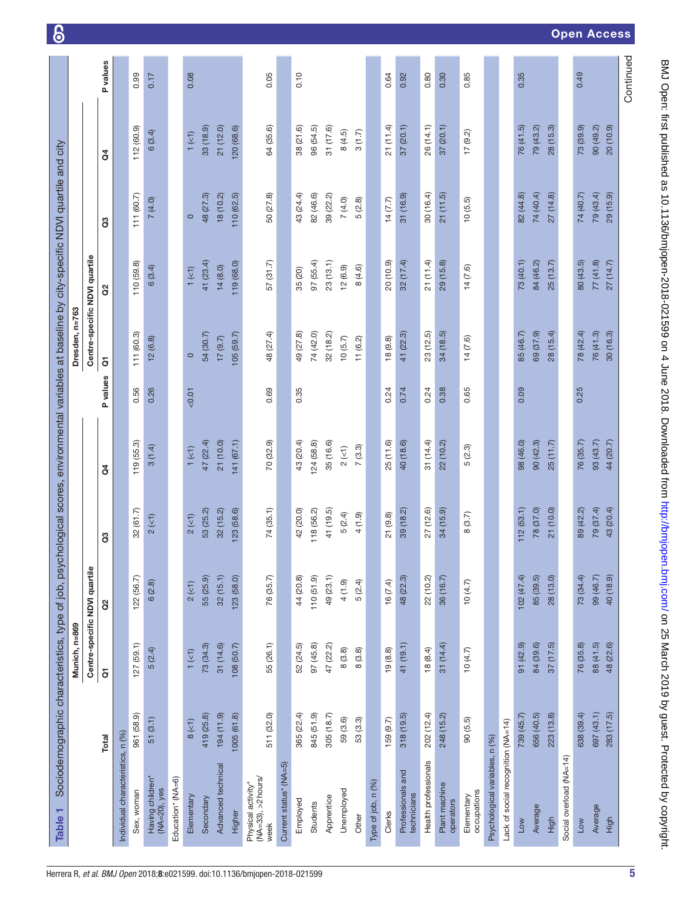**Table 1** Sociodemographic characteristics, type of job, psychological scores, environmental variables at baseline by city-specific NDVI quartile and city

| | | Munich, n=869 | | | | | Dresden, n=763 | | | | |
|---|---|---|---|---|---|---|---|---|---|---|---|
| | | Centre-specific NDVI quartile | | | | | Centre-specific NDVI quartile | | | | |
| | Total | Q1 | Q2 | Q3 | Q4 | P values | Q1 | Q2 | Q3 | Q4 | P values |
| Individual characteristics, n (%) | | | | | | | | | | | |
| Sex, woman | 961 (58.9) | 127 (59.1) | 122 (56.7) | 32 (61.7) | 119 (55.3) | 0.56 | 111 (60.3) | 110 (59.8) | 111 (60.7) | 112 (60.9) | 0.99 |
| Having children* (NA=20), yes | 51 (3.1) | 5 (2.4) | 6 (2.8) | 2 (<1) | 3 (1.4) | 0.26 | 12 (6.8) | 6 (3.4) | 7 (4.0) | 6 (3.4) | 0.17 |
| Education* (NA=6) | | | | | | | | | | | |
| Elementary | 8 (<1) | 1 (<1) | 2 (<1) | 2 (<1) | 1 (<1) | <0.01 | 0 | 1 (<1) | 0 | 1 (<1) | 0.08 |
| Secondary | 419 (25.8) | 73 (34.3) | 55 (25.9) | 53 (25.2) | 47 (22.4) | | 54 (30.7) | 41 (23.4) | 48 (27.3) | 33 (18.9) | |
| Advanced technical | 194 (11.9) | 31 (14.6) | 32 (15.1) | 32 (15.2) | 21 (10.0) | | 17 (9.7) | 14 (8.0) | 18 (10.2) | 21 (12.0) | |
| Higher | 1005 (61.8) | 108 (50.7) | 123 (58.0) | 123 (58.6) | 141 (67.1) | | 105 (59.7) | 119 (68.0) | 110 (62.5) | 120 (68.6) | |
| Physical activity* (NA=33), >2 hours/week | 511 (32.0) | 55 (26.1) | 76 (35.7) | 74 (35.1) | 70 (32.9) | 0.69 | 48 (27.4) | 57 (31.7) | 50 (27.8) | 64 (35.6) | 0.05 |
| Current status* (NA=5) | | | | | | | | | | | |
| Employed | 365 (22.4) | 52 (24.5) | 44 (20.8) | 42 (20.0) | 43 (20.4) | 0.35 | 49 (27.8) | 35 (20) | 43 (24.4) | 38 (21.6) | 0.10 |
| Students | 845 (51.9) | 97 (45.8) | 110 (51.9) | 118 (56.2) | 124 (58.8) | | 74 (42.0) | 97 (55.4) | 82 (46.6) | 96 (54.5) | |
| Apprentice | 305 (18.7) | 47 (22.2) | 49 (23.1) | 41 (19.5) | 35 (16.6) | | 32 (18.2) | 23 (13.1) | 39 (22.2) | 31 (17.6) | |
| Unemployed | 59 (3.6) | 8 (3.8) | 4 (1.9) | 5 (2.4) | 2 (<1) | | 10 (5.7) | 12 (6.9) | 7 (4.0) | 8 (4.5) | |
| Other | 53 (3.3) | 8 (3.8) | 5 (2.4) | 4 (1.9) | 7 (3.3) | | 11 (6.2) | 8 (4.6) | 5 (2.8) | 3 (1.7) | |
| Type of job, n (%) | | | | | | | | | | | |
| Clerks | 159 (9.7) | 19 (8.8) | 16 (7.4) | 21 (9.8) | 25 (11.6) | 0.24 | 18 (9.8) | 20 (10.9) | 14 (7.7) | 21 (11.4) | 0.64 |
| Professionals and technicians | 318 (19.5) | 41 (19.1) | 48 (22.3) | 39 (18.2) | 40 (18.6) | 0.74 | 41 (22.3) | 32 (17.4) | 31 (16.9) | 37 (20.1) | 0.92 |
| Health professionals | 202 (12.4) | 18 (8.4) | 22 (10.2) | 27 (12.6) | 31 (14.4) | 0.24 | 23 (12.5) | 21 (11.4) | 30 (16.4) | 26 (14.1) | 0.80 |
| Plant machine operators | 248 (15.2) | 31 (14.4) | 36 (16.7) | 34 (15.9) | 22 (10.2) | 0.38 | 34 (18.5) | 29 (15.8) | 21 (11.5) | 37 (20.1) | 0.30 |
| Elementary occupations | 90 (5.5) | 10 (4.7) | 10 (4.7) | 8 (3.7) | 5 (2.3) | 0.65 | 14 (7.6) | 14 (7.6) | 10 (5.5) | 17 (9.2) | 0.85 |
| Psychological variables, n (%) | | | | | | | | | | | |
| Lack of social recognition (NA=14) | | | | | | | | | | | |
| Low | 739 (45.7) | 91 (42.9) | 102 (47.4) | 112 (53.1) | 98 (46.0) | 0.09 | 85 (46.7) | 73 (40.1) | 82 (44.8) | 76 (41.5) | 0.35 |
| Average | 656 (40.5) | 84 (39.6) | 85 (39.5) | 78 (37.0) | 90 (42.3) | | 69 (37.9) | 84 (46.2) | 74 (40.4) | 79 (43.2) | |
| High | 223 (13.8) | 37 (17.5) | 28 (13.0) | 21 (10.0) | 25 (11.7) | | 28 (15.4) | 25 (13.7) | 27 (14.8) | 28 (15.3) | |
| Social overload (NA=14) | | | | | | | | | | | |
| Low | 638 (39.4) | 76 (35.8) | 73 (34.4) | 89 (42.2) | 76 (35.7) | 0.25 | 78 (42.4) | 80 (43.5) | 74 (40.7) | 73 (39.9) | 0.49 |
| Average | 697 (43.1) | 88 (41.5) | 99 (46.7) | 79 (37.4) | 93 (43.7) | | 76 (41.3) | 77 (41.8) | 79 (43.4) | 90 (49.2) | |
| High | 283 (17.5) | 48 (22.6) | 40 (18.9) | 43 (20.4) | 44 (20.7) | | 30 (16.3) | 27 (14.7) | 29 (15.9) | 20 (10.9) | |

Continued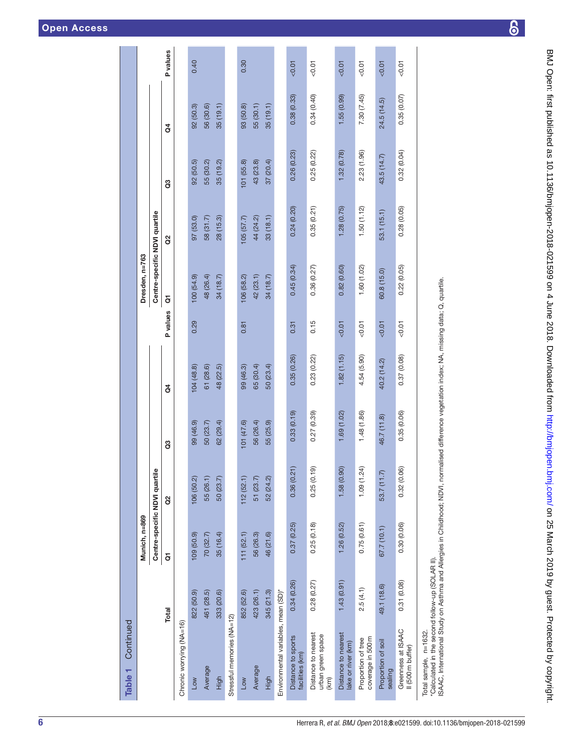**Table 1** Continued

| | Total | Munich, n=869 | | | | | Dresden, n=763 | | | | |
|---|---|---|---|---|---|---|---|---|---|---|---|
| | | Centre-specific NDVI quartile | | | | | Centre-specific NDVI quartile | | | | |
| | | Q1 | Q2 | Q3 | Q4 | P values | Q1 | Q2 | Q3 | Q4 | P values |
| Chronic worrying (NA=16) | | | | | | | | | | | |
| Low | 822 (50.9) | 109 (50.9) | 106 (50.2) | 99 (46.9) | 104 (48.8) | 0.29 | 100 (54.9) | 97 (53.0) | 92 (50.5) | 92 (50.3) | 0.40 |
| Average | 461 (28.5) | 70 (32.7) | 55 (26.1) | 50 (23.7) | 61 (28.6) | | 48 (26.4) | 58 (31.7) | 55 (30.2) | 56 (30.6) | |
| High | 333 (20.6) | 35 (16.4) | 50 (23.7) | 62 (29.4) | 48 (22.5) | | 34 (18.7) | 28 (15.3) | 35 (19.2) | 35 (19.1) | |
| Stressful memories (NA=12) | | | | | | | | | | | |
| Low | 852 (52.6) | 111 (52.1) | 112 (52.1) | 101 (47.6) | 99 (46.3) | 0.81 | 106 (58.2) | 105 (57.7) | 101 (55.8) | 93 (50.8) | 0.30 |
| Average | 423 (26.1) | 56 (26.3) | 51 (23.7) | 56 (26.4) | 65 (30.4) | | 42 (23.1) | 44 (24.2) | 43 (23.8) | 55 (30.1) | |
| High | 345 (21.3) | 46 (21.6) | 52 (24.2) | 55 (25.9) | 50 (23.4) | | 34 (18.7) | 33 (18.1) | 37 (20.4) | 35 (19.1) | |
| Environmental variables, mean (SD)* | | | | | | | | | | | |
| Distance to sports facilities (km) | 0.34 (0.26) | 0.37 (0.25) | 0.36 (0.21) | 0.33 (0.19) | 0.35 (0.26) | 0.31 | 0.45 (0.34) | 0.24 (0.20) | 0.26 (0.23) | 0.38 (0.33) | <0.01 |
| Distance to nearest urban green space (km) | 0.28 (0.27) | 0.25 (0.18) | 0.25 (0.19) | 0.27 (0.39) | 0.23 (0.22) | 0.15 | 0.36 (0.27) | 0.35 (0.21) | 0.25 (0.22) | 0.34 (0.40) | <0.01 |
| Distance to nearest lake or river (km) | 1.43 (0.91) | 1.26 (0.52) | 1.58 (0.90) | 1.69 (1.02) | 1.82 (1.15) | <0.01 | 0.82 (0.60) | 1.28 (0.75) | 1.32 (0.78) | 1.55 (0.99) | <0.01 |
| Proportion of tree coverage in 500 m | 2.5 (4.1) | 0.75 (0.61) | 1.09 (1.24) | 1.48 (1.86) | 4.54 (5.90) | <0.01 | 1.60 (1.02) | 1.50 (1.12) | 2.23 (1.96) | 7.30 (7.45) | <0.01 |
| Proportion of soil sealing | 49.1 (18.6) | 67.7 (10.1) | 53.7 (11.7) | 46.7 (11.8) | 40.2 (14.2) | <0.01 | 60.8 (15.0) | 53.1 (15.1) | 43.5 (14.7) | 24.5 (14.5) | <0.01 |
| Greenness at ISAAC II (500 m buffer) | 0.31 (0.08) | 0.30 (0.06) | 0.32 (0.06) | 0.35 (0.06) | 0.37 (0.08) | <0.01 | 0.22 (0.05) | 0.28 (0.05) | 0.32 (0.04) | 0.35 (0.07) | <0.01 |

Total sample, n=1632.
*Calculated in the second follow-up (SOLAR II).
ISAAC, International Study on Asthma and Allergies in Childhood; NDVI, normalised difference vegetation index; NA, missing data; Q, quartile.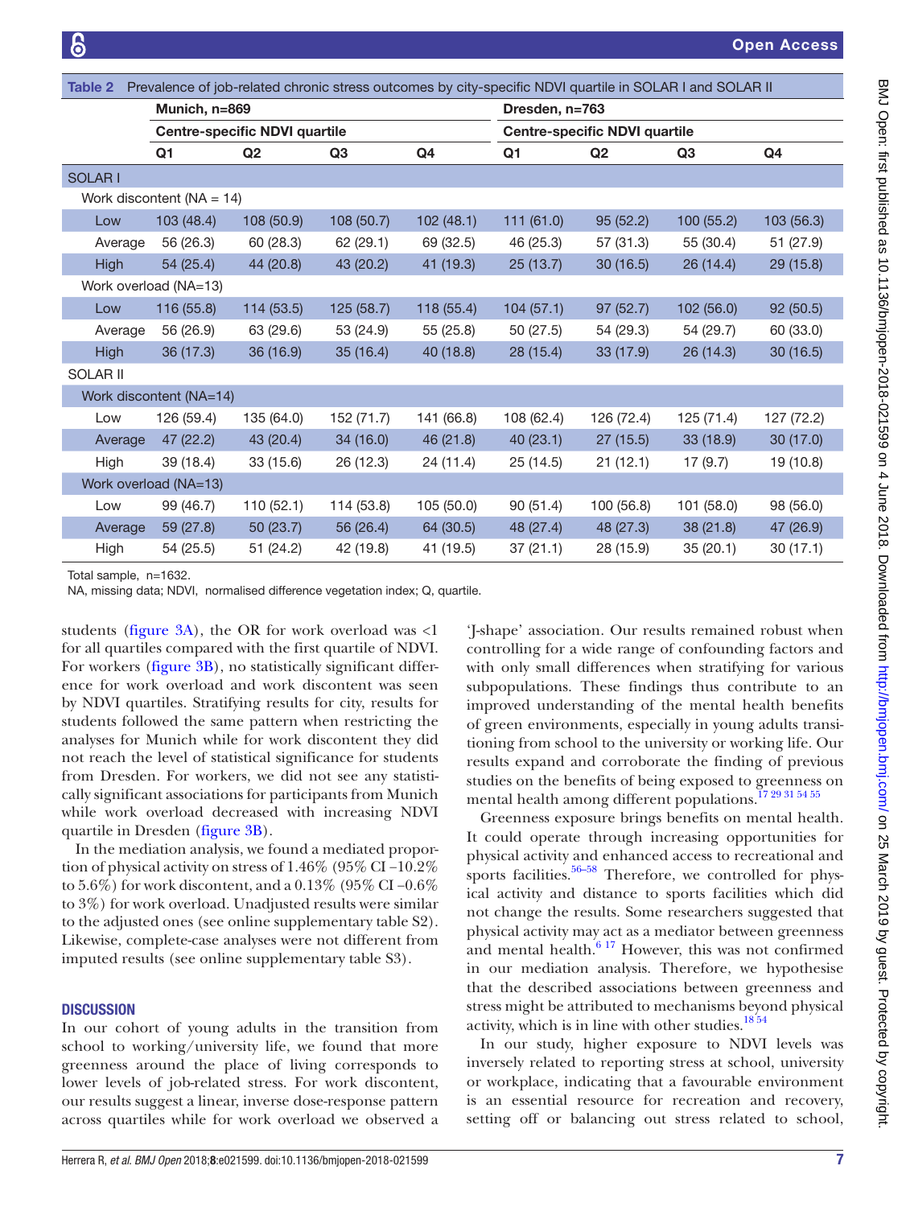**Table 2** Prevalence of job-related chronic stress outcomes by city-specific NDVI quartile in SOLAR I and SOLAR II

| | Munich, n=869 | | | | Dresden, n=763 | | | |
|---|---|---|---|---|---|---|---|---|
| | Centre-specific NDVI quartile | | | | Centre-specific NDVI quartile | | | |
| | Q1 | Q2 | Q3 | Q4 | Q1 | Q2 | Q3 | Q4 |
| **SOLAR I** | | | | | | | | |
| Work discontent (NA = 14) | | | | | | | | |
| Low | 103 (48.4) | 108 (50.9) | 108 (50.7) | 102 (48.1) | 111 (61.0) | 95 (52.2) | 100 (55.2) | 103 (56.3) |
| Average | 56 (26.3) | 60 (28.3) | 62 (29.1) | 69 (32.5) | 46 (25.3) | 57 (31.3) | 55 (30.4) | 51 (27.9) |
| High | 54 (25.4) | 44 (20.8) | 43 (20.2) | 41 (19.3) | 25 (13.7) | 30 (16.5) | 26 (14.4) | 29 (15.8) |
| Work overload (NA=13) | | | | | | | | |
| Low | 116 (55.8) | 114 (53.5) | 125 (58.7) | 118 (55.4) | 104 (57.1) | 97 (52.7) | 102 (56.0) | 92 (50.5) |
| Average | 56 (26.9) | 63 (29.6) | 53 (24.9) | 55 (25.8) | 50 (27.5) | 54 (29.3) | 54 (29.7) | 60 (33.0) |
| High | 36 (17.3) | 36 (16.9) | 35 (16.4) | 40 (18.8) | 28 (15.4) | 33 (17.9) | 26 (14.3) | 30 (16.5) |
| **SOLAR II** | | | | | | | | |
| Work discontent (NA=14) | | | | | | | | |
| Low | 126 (59.4) | 135 (64.0) | 152 (71.7) | 141 (66.8) | 108 (62.4) | 126 (72.4) | 125 (71.4) | 127 (72.2) |
| Average | 47 (22.2) | 43 (20.4) | 34 (16.0) | 46 (21.8) | 40 (23.1) | 27 (15.5) | 33 (18.9) | 30 (17.0) |
| High | 39 (18.4) | 33 (15.6) | 26 (12.3) | 24 (11.4) | 25 (14.5) | 21 (12.1) | 17 (9.7) | 19 (10.8) |
| Work overload (NA=13) | | | | | | | | |
| Low | 99 (46.7) | 110 (52.1) | 114 (53.8) | 105 (50.0) | 90 (51.4) | 100 (56.8) | 101 (58.0) | 98 (56.0) |
| Average | 59 (27.8) | 50 (23.7) | 56 (26.4) | 64 (30.5) | 48 (27.4) | 48 (27.3) | 38 (21.8) | 47 (26.9) |
| High | 54 (25.5) | 51 (24.2) | 42 (19.8) | 41 (19.5) | 37 (21.1) | 28 (15.9) | 35 (20.1) | 30 (17.1) |

Total sample, n=1632.
NA, missing data; NDVI, normalised difference vegetation index; Q, quartile.

students (figure 3A), the OR for work overload was <1 for all quartiles compared with the first quartile of NDVI. For workers (figure 3B), no statistically significant difference for work overload and work discontent was seen by NDVI quartiles. Stratifying results for city, results for students followed the same pattern when restricting the analyses for Munich while for work discontent they did not reach the level of statistical significance for students from Dresden. For workers, we did not see any statistically significant associations for participants from Munich while work overload decreased with increasing NDVI quartile in Dresden (figure 3B).

In the mediation analysis, we found a mediated proportion of physical activity on stress of 1.46% (95% CI −10.2% to 5.6%) for work discontent, and a 0.13% (95% CI −0.6% to 3%) for work overload. Unadjusted results were similar to the adjusted ones (see online supplementary table S2). Likewise, complete-case analyses were not different from imputed results (see online supplementary table S3).

## DISCUSSION

In our cohort of young adults in the transition from school to working/university life, we found that more greenness around the place of living corresponds to lower levels of job-related stress. For work discontent, our results suggest a linear, inverse dose-response pattern across quartiles while for work overload we observed a 'J-shape' association. Our results remained robust when controlling for a wide range of confounding factors and with only small differences when stratifying for various subpopulations. These findings thus contribute to an improved understanding of the mental health benefits of green environments, especially in young adults transitioning from school to the university or working life. Our results expand and corroborate the finding of previous studies on the benefits of being exposed to greenness on mental health among different populations.[17 29 31 54 55]

Greenness exposure brings benefits on mental health. It could operate through increasing opportunities for physical activity and enhanced access to recreational and sports facilities.[56–58] Therefore, we controlled for physical activity and distance to sports facilities which did not change the results. Some researchers suggested that physical activity may act as a mediator between greenness and mental health.[6 17] However, this was not confirmed in our mediation analysis. Therefore, we hypothesise that the described associations between greenness and stress might be attributed to mechanisms beyond physical activity, which is in line with other studies.[18 54]

In our study, higher exposure to NDVI levels was inversely related to reporting stress at school, university or workplace, indicating that a favourable environment is an essential resource for recreation and recovery, setting off or balancing out stress related to school,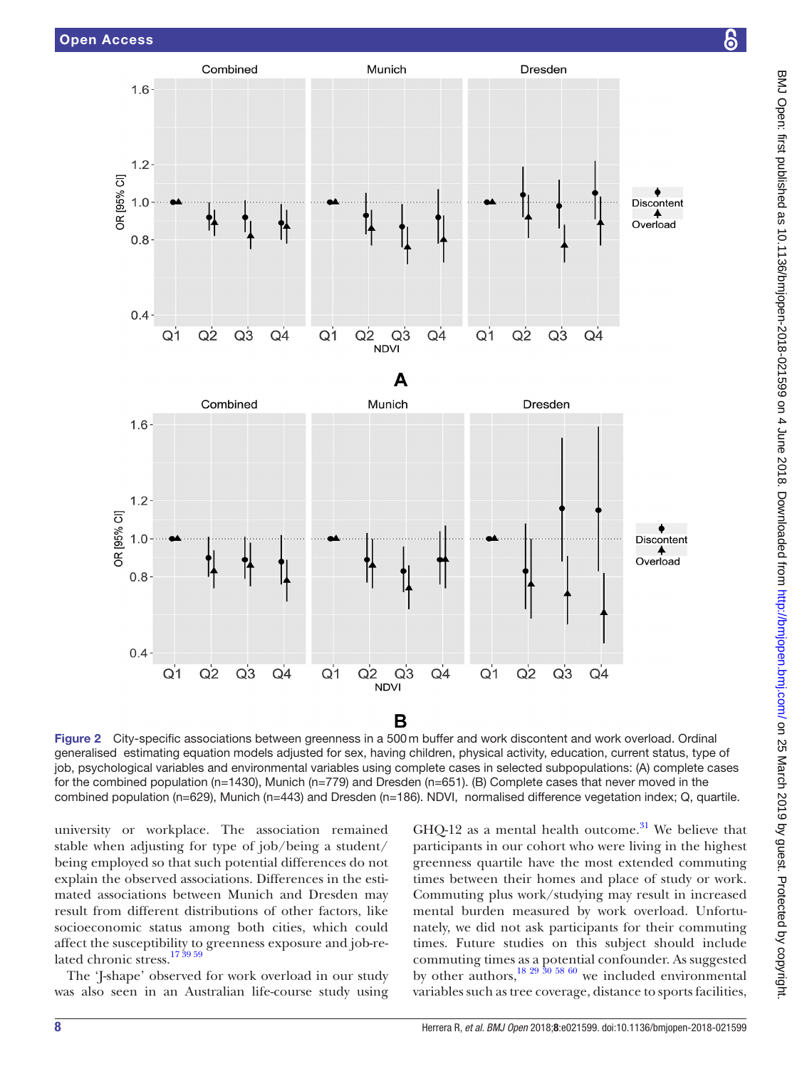Figure 2 City-specific associations between greenness in a 500 m buffer and work discontent and work overload. Ordinal generalised estimating equation models adjusted for sex, having children, physical activity, education, current status, type of job, psychological variables and environmental variables using complete cases in selected subpopulations: (A) complete cases for the combined population (n=1430), Munich (n=779) and Dresden (n=651). (B) Complete cases that never moved in the combined population (n=629), Munich (n=443) and Dresden (n=186). NDVI, normalised difference vegetation index; Q, quartile.

university or workplace. The association remained stable when adjusting for type of job/being a student/being employed so that such potential differences do not explain the observed associations. Differences in the estimated associations between Munich and Dresden may result from different distributions of other factors, like socioeconomic status among both cities, which could affect the susceptibility to greenness exposure and job-related chronic stress.[17 39 59]

The 'J-shape' observed for work overload in our study was also seen in an Australian life-course study using GHQ-12 as a mental health outcome.[31] We believe that participants in our cohort who were living in the highest greenness quartile have the most extended commuting times between their homes and place of study or work. Commuting plus work/studying may result in increased mental burden measured by work overload. Unfortunately, we did not ask participants for their commuting times. Future studies on this subject should include commuting times as a potential confounder. As suggested by other authors,[18 29 30 58 60] we included environmental variables such as tree coverage, distance to sports facilities,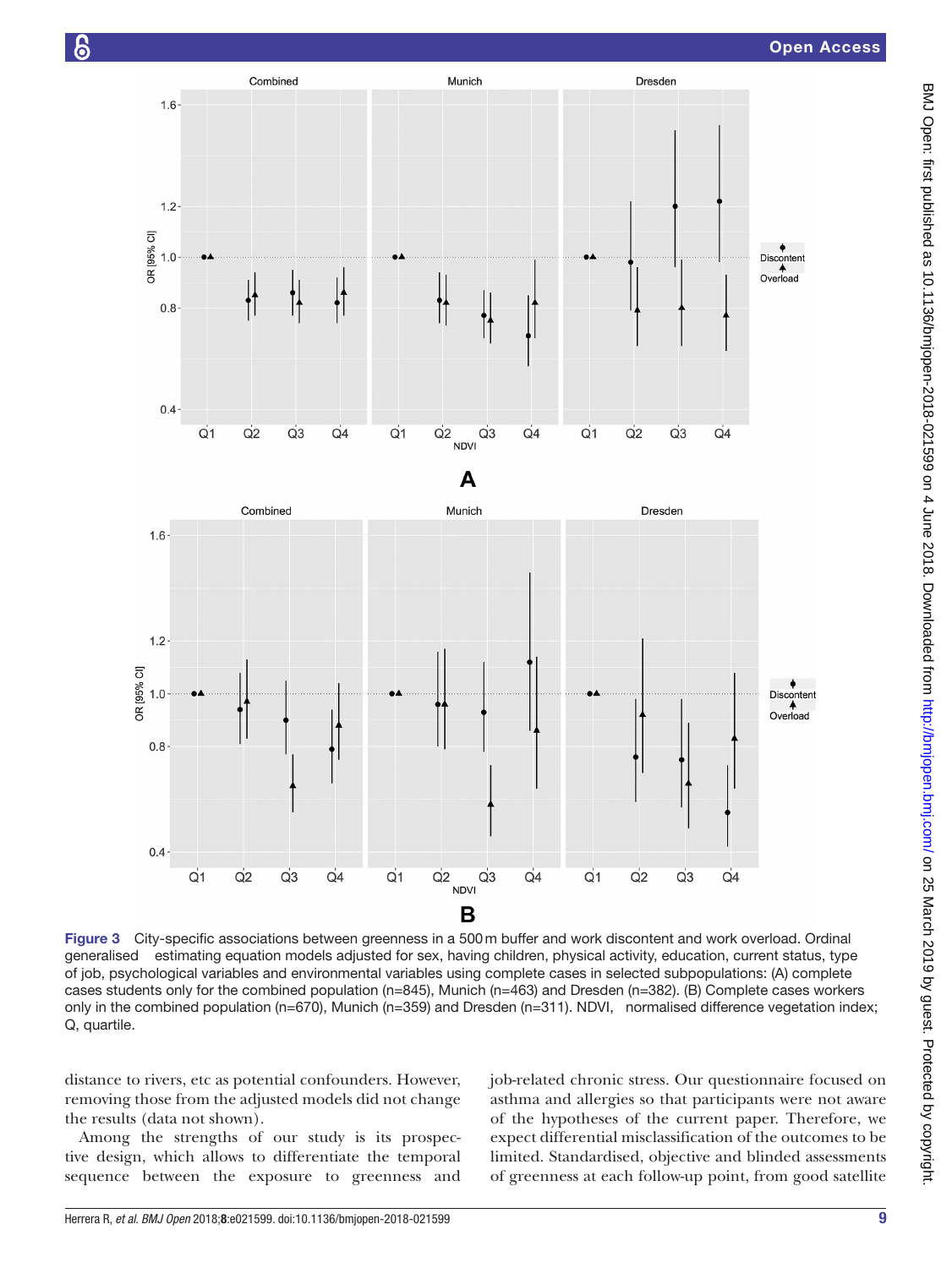Figure 3 City-specific associations between greenness in a 500 m buffer and work discontent and work overload. Ordinal generalised estimating equation models adjusted for sex, having children, physical activity, education, current status, type of job, psychological variables and environmental variables using complete cases in selected subpopulations: (A) complete cases students only for the combined population (n=845), Munich (n=463) and Dresden (n=382). (B) Complete cases workers only in the combined population (n=670), Munich (n=359) and Dresden (n=311). NDVI, normalised difference vegetation index; Q, quartile.

distance to rivers, etc as potential confounders. However, removing those from the adjusted models did not change the results (data not shown).

Among the strengths of our study is its prospective design, which allows to differentiate the temporal sequence between the exposure to greenness and job-related chronic stress. Our questionnaire focused on asthma and allergies so that participants were not aware of the hypotheses of the current paper. Therefore, we expect differential misclassification of the outcomes to be limited. Standardised, objective and blinded assessments of greenness at each follow-up point, from good satellite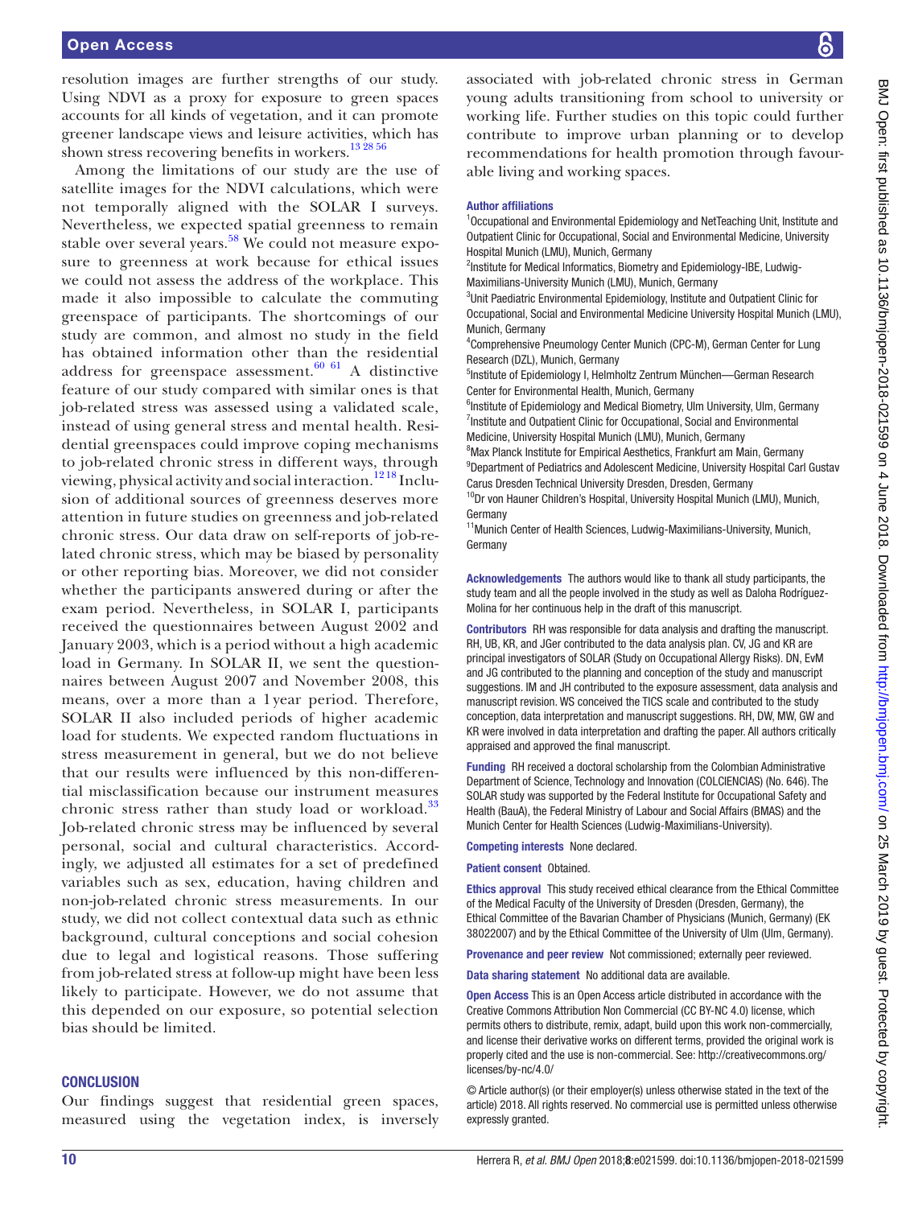resolution images are further strengths of our study. Using NDVI as a proxy for exposure to green spaces accounts for all kinds of vegetation, and it can promote greener landscape views and leisure activities, which has shown stress recovering benefits in workers.[13 28 56]

Among the limitations of our study are the use of satellite images for the NDVI calculations, which were not temporally aligned with the SOLAR I surveys. Nevertheless, we expected spatial greenness to remain stable over several years.[58] We could not measure exposure to greenness at work because for ethical issues we could not assess the address of the workplace. This made it also impossible to calculate the commuting greenspace of participants. The shortcomings of our study are common, and almost no study in the field has obtained information other than the residential address for greenspace assessment.[60 61] A distinctive feature of our study compared with similar ones is that job-related stress was assessed using a validated scale, instead of using general stress and mental health. Residential greenspaces could improve coping mechanisms to job-related chronic stress in different ways, through viewing, physical activity and social interaction.[12 18] Inclusion of additional sources of greenness deserves more attention in future studies on greenness and job-related chronic stress. Our data draw on self-reports of job-related chronic stress, which may be biased by personality or other reporting bias. Moreover, we did not consider whether the participants answered during or after the exam period. Nevertheless, in SOLAR I, participants received the questionnaires between August 2002 and January 2003, which is a period without a high academic load in Germany. In SOLAR II, we sent the questionnaires between August 2007 and November 2008, this means, over a more than a 1 year period. Therefore, SOLAR II also included periods of higher academic load for students. We expected random fluctuations in stress measurement in general, but we do not believe that our results were influenced by this non-differential misclassification because our instrument measures chronic stress rather than study load or workload.[33] Job-related chronic stress may be influenced by several personal, social and cultural characteristics. Accordingly, we adjusted all estimates for a set of predefined variables such as sex, education, having children and non-job-related chronic stress measurements. In our study, we did not collect contextual data such as ethnic background, cultural conceptions and social cohesion due to legal and logistical reasons. Those suffering from job-related stress at follow-up might have been less likely to participate. However, we do not assume that this depended on our exposure, so potential selection bias should be limited.

## CONCLUSION

Our findings suggest that residential green spaces, measured using the vegetation index, is inversely associated with job-related chronic stress in German young adults transitioning from school to university or working life. Further studies on this topic could further contribute to improve urban planning or to develop recommendations for health promotion through favourable living and working spaces.

**Author affiliations**

[1]Occupational and Environmental Epidemiology and NetTeaching Unit, Institute and Outpatient Clinic for Occupational, Social and Environmental Medicine, University Hospital Munich (LMU), Munich, Germany
[2]Institute for Medical Informatics, Biometry and Epidemiology-IBE, Ludwig-Maximilians-University Munich (LMU), Munich, Germany
[3]Unit Paediatric Environmental Epidemiology, Institute and Outpatient Clinic for Occupational, Social and Environmental Medicine University Hospital Munich (LMU), Munich, Germany
[4]Comprehensive Pneumology Center Munich (CPC-M), German Center for Lung Research (DZL), Munich, Germany
[5]Institute of Epidemiology I, Helmholtz Zentrum München—German Research Center for Environmental Health, Munich, Germany
[6]Institute of Epidemiology and Medical Biometry, Ulm University, Ulm, Germany
[7]Institute and Outpatient Clinic for Occupational, Social and Environmental Medicine, University Hospital Munich (LMU), Munich, Germany
[8]Max Planck Institute for Empirical Aesthetics, Frankfurt am Main, Germany
[9]Department of Pediatrics and Adolescent Medicine, University Hospital Carl Gustav Carus Dresden Technical University Dresden, Dresden, Germany
[10]Dr von Hauner Children's Hospital, University Hospital Munich (LMU), Munich, Germany
[11]Munich Center of Health Sciences, Ludwig-Maximilians-University, Munich, Germany

**Acknowledgements** The authors would like to thank all study participants, the study team and all the people involved in the study as well as Daloha Rodríguez-Molina for her continuous help in the draft of this manuscript.

**Contributors** RH was responsible for data analysis and drafting the manuscript. RH, UB, KR, and JGer contributed to the data analysis plan. CV, JG and KR are principal investigators of SOLAR (Study on Occupational Allergy Risks). DN, EvM and JG contributed to the planning and conception of the study and manuscript suggestions. IM and JH contributed to the exposure assessment, data analysis and manuscript revision. WS conceived the TICS scale and contributed to the study conception, data interpretation and manuscript suggestions. RH, DW, MW, GW and KR were involved in data interpretation and drafting the paper. All authors critically appraised and approved the final manuscript.

**Funding** RH received a doctoral scholarship from the Colombian Administrative Department of Science, Technology and Innovation (COLCIENCIAS) (No. 646). The SOLAR study was supported by the Federal Institute for Occupational Safety and Health (BauA), the Federal Ministry of Labour and Social Affairs (BMAS) and the Munich Center for Health Sciences (Ludwig-Maximilians-University).

**Competing interests** None declared.

**Patient consent** Obtained.

**Ethics approval** This study received ethical clearance from the Ethical Committee of the Medical Faculty of the University of Dresden (Dresden, Germany), the Ethical Committee of the Bavarian Chamber of Physicians (Munich, Germany) (EK 38022007) and by the Ethical Committee of the University of Ulm (Ulm, Germany).

**Provenance and peer review** Not commissioned; externally peer reviewed.

**Data sharing statement** No additional data are available.

**Open Access** This is an Open Access article distributed in accordance with the Creative Commons Attribution Non Commercial (CC BY-NC 4.0) license, which permits others to distribute, remix, adapt, build upon this work non-commercially, and license their derivative works on different terms, provided the original work is properly cited and the use is non-commercial. See: http://creativecommons.org/licenses/by-nc/4.0/

© Article author(s) (or their employer(s) unless otherwise stated in the text of the article) 2018. All rights reserved. No commercial use is permitted unless otherwise expressly granted.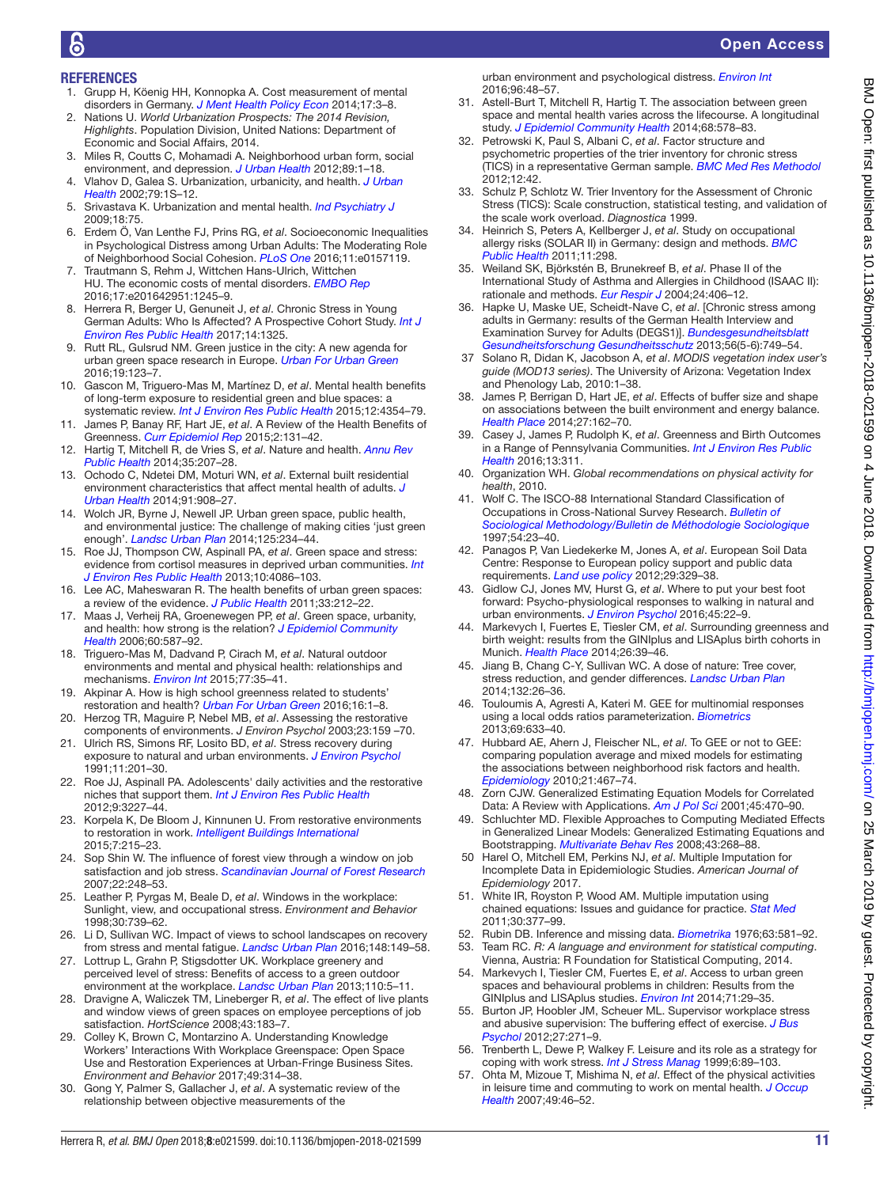## REFERENCES

1. Grupp H, Köenig HH, Konnopka A. Cost measurement of mental disorders in Germany. *J Ment Health Policy Econ* 2014;17:3–8.
2. Nations U. *World Urbanization Prospects: The 2014 Revision, Highlights*. Population Division, United Nations: Department of Economic and Social Affairs, 2014.
3. Miles R, Coutts C, Mohamadi A. Neighborhood urban form, social environment, and depression. *J Urban Health* 2012;89:1–18.
4. Vlahov D, Galea S. Urbanization, urbanicity, and health. *J Urban Health* 2002;79:1S–12.
5. Srivastava K. Urbanization and mental health. *Ind Psychiatry J* 2009;18:75.
6. Erdem Ö, Van Lenthe FJ, Prins RG, *et al*. Socioeconomic Inequalities in Psychological Distress among Urban Adults: The Moderating Role of Neighborhood Social Cohesion. *PLoS One* 2016;11:e0157119.
7. Trautmann S, Rehm J, Wittchen Hans-Ulrich, Wittchen HU. The economic costs of mental disorders. *EMBO Rep* 2016;17:e201642951:1245–9.
8. Herrera R, Berger U, Genuneit J, *et al*. Chronic Stress in Young German Adults: Who Is Affected? A Prospective Cohort Study. *Int J Environ Res Public Health* 2017;14:1325.
9. Rutt RL, Gulsrud NM. Green justice in the city: A new agenda for urban green space research in Europe. *Urban For Urban Green* 2016;19:123–7.
10. Gascon M, Triguero-Mas M, Martínez D, *et al*. Mental health benefits of long-term exposure to residential green and blue spaces: a systematic review. *Int J Environ Res Public Health* 2015;12:4354–79.
11. James P, Banay RF, Hart JE, *et al*. A Review of the Health Benefits of Greenness. *Curr Epidemiol Rep* 2015;2:131–42.
12. Hartig T, Mitchell R, de Vries S, *et al*. Nature and health. *Annu Rev Public Health* 2014;35:207–28.
13. Ochodo C, Ndetei DM, Moturi WN, *et al*. External built residential environment characteristics that affect mental health of adults. *J Urban Health* 2014;91:908–27.
14. Wolch JR, Byrne J, Newell JP. Urban green space, public health, and environmental justice: The challenge of making cities 'just green enough'. *Landsc Urban Plan* 2014;125:234–44.
15. Roe JJ, Thompson CW, Aspinall PA, *et al*. Green space and stress: evidence from cortisol measures in deprived urban communities. *Int J Environ Res Public Health* 2013;10:4086–103.
16. Lee AC, Maheswaran R. The health benefits of urban green spaces: a review of the evidence. *J Public Health* 2011;33:212–22.
17. Maas J, Verheij RA, Groenewegen PP, *et al*. Green space, urbanity, and health: how strong is the relation? *J Epidemiol Community Health* 2006;60:587–92.
18. Triguero-Mas M, Dadvand P, Cirach M, *et al*. Natural outdoor environments and mental and physical health: relationships and mechanisms. *Environ Int* 2015;77:35–41.
19. Akpinar A. How is high school greenness related to students' restoration and health? *Urban For Urban Green* 2016;16:1–8.
20. Herzog TR, Maguire P, Nebel MB, *et al*. Assessing the restorative components of environments. *J Environ Psychol* 2003;23:159 –70.
21. Ulrich RS, Simons RF, Losito BD, *et al*. Stress recovery during exposure to natural and urban environments. *J Environ Psychol* 1991;11:201–30.
22. Roe JJ, Aspinall PA. Adolescents' daily activities and the restorative niches that support them. *Int J Environ Res Public Health* 2012;9:3227–44.
23. Korpela K, De Bloom J, Kinnunen U. From restorative environments to restoration in work. *Intelligent Buildings International* 2015;7:215–23.
24. Sop Shin W. The influence of forest view through a window on job satisfaction and job stress. *Scandinavian Journal of Forest Research* 2007;22:248–53.
25. Leather P, Pyrgas M, Beale D, *et al*. Windows in the workplace: Sunlight, view, and occupational stress. *Environment and Behavior* 1998;30:739–62.
26. Li D, Sullivan WC. Impact of views to school landscapes on recovery from stress and mental fatigue. *Landsc Urban Plan* 2016;148:149–58.
27. Lottrup L, Grahn P, Stigsdotter UK. Workplace greenery and perceived level of stress: Benefits of access to a green outdoor environment at the workplace. *Landsc Urban Plan* 2013;110:5–11.
28. Dravigne A, Waliczek TM, Lineberger R, *et al*. The effect of live plants and window views of green spaces on employee perceptions of job satisfaction. *HortScience* 2008;43:183–7.
29. Colley K, Brown C, Montarzino A. Understanding Knowledge Workers' Interactions With Workplace Greenspace: Open Space Use and Restoration Experiences at Urban-Fringe Business Sites. *Environment and Behavior* 2017;49:314–38.
30. Gong Y, Palmer S, Gallacher J, *et al*. A systematic review of the relationship between objective measurements of the urban environment and psychological distress. *Environ Int* 2016;96:48–57.
31. Astell-Burt T, Mitchell R, Hartig T. The association between green space and mental health varies across the lifecourse. A longitudinal study. *J Epidemiol Community Health* 2014;68:578–83.
32. Petrowski K, Paul S, Albani C, *et al*. Factor structure and psychometric properties of the trier inventory for chronic stress (TICS) in a representative German sample. *BMC Med Res Methodol* 2012;12:42.
33. Schulz P, Schlotz W. Trier Inventory for the Assessment of Chronic Stress (TICS): Scale construction, statistical testing, and validation of the scale work overload. *Diagnostica* 1999.
34. Heinrich S, Peters A, Kellberger J, *et al*. Study on occupational allergy risks (SOLAR II) in Germany: design and methods. *BMC Public Health* 2011;11:298.
35. Weiland SK, Björkstén B, Brunekreef B, *et al*. Phase II of the International Study of Asthma and Allergies in Childhood (ISAAC II): rationale and methods. *Eur Respir J* 2004;24:406–12.
36. Hapke U, Maske UE, Scheidt-Nave C, *et al*. [Chronic stress among adults in Germany: results of the German Health Interview and Examination Survey for Adults (DEGS1)]. *Bundesgesundheitsblatt Gesundheitsforschung Gesundheitsschutz* 2013;56(5-6):749–54.
37. Solano R, Didan K, Jacobson A, *et al*. *MODIS vegetation index user's guide (MOD13 series)*. The University of Arizona: Vegetation Index and Phenology Lab, 2010:1–38.
38. James P, Berrigan D, Hart JE, *et al*. Effects of buffer size and shape on associations between the built environment and energy balance. *Health Place* 2014;27:162–70.
39. Casey J, James P, Rudolph K, *et al*. Greenness and Birth Outcomes in a Range of Pennsylvania Communities. *Int J Environ Res Public Health* 2016;13:311.
40. Organization WH. *Global recommendations on physical activity for health*, 2010.
41. Wolf C. The ISCO-88 International Standard Classification of Occupations in Cross-National Survey Research. *Bulletin of Sociological Methodology/Bulletin de Méthodologie Sociologique* 1997;54:23–40.
42. Panagos P, Van Liedekerke M, Jones A, *et al*. European Soil Data Centre: Response to European policy support and public data requirements. *Land use policy* 2012;29:329–38.
43. Gidlow CJ, Jones MV, Hurst G, *et al*. Where to put your best foot forward: Psycho-physiological responses to walking in natural and urban environments. *J Environ Psychol* 2016;45:22–9.
44. Markevych I, Fuertes E, Tiesler CM, *et al*. Surrounding greenness and birth weight: results from the GINIplus and LISAplus birth cohorts in Munich. *Health Place* 2014;26:39–46.
45. Jiang B, Chang C-Y, Sullivan WC. A dose of nature: Tree cover, stress reduction, and gender differences. *Landsc Urban Plan* 2014;132:26–36.
46. Touloumis A, Agresti A, Kateri M. GEE for multinomial responses using a local odds ratios parameterization. *Biometrics* 2013;69:633–40.
47. Hubbard AE, Ahern J, Fleischer NL, *et al*. To GEE or not to GEE: comparing population average and mixed models for estimating the associations between neighborhood risk factors and health. *Epidemiology* 2010;21:467–74.
48. Zorn CJW. Generalized Estimating Equation Models for Correlated Data: A Review with Applications. *Am J Pol Sci* 2001;45:470–90.
49. Schluchter MD. Flexible Approaches to Computing Mediated Effects in Generalized Linear Models: Generalized Estimating Equations and Bootstrapping. *Multivariate Behav Res* 2008;43:268–88.
50. Harel O, Mitchell EM, Perkins NJ, *et al*. Multiple Imputation for Incomplete Data in Epidemiologic Studies. *American Journal of Epidemiology* 2017.
51. White IR, Royston P, Wood AM. Multiple imputation using chained equations: Issues and guidance for practice. *Stat Med* 2011;30:377–99.
52. Rubin DB. Inference and missing data. *Biometrika* 1976;63:581–92.
53. Team RC. *R: A language and environment for statistical computing*. Vienna, Austria: R Foundation for Statistical Computing, 2014.
54. Markevych I, Tiesler CM, Fuertes E, *et al*. Access to urban green spaces and behavioural problems in children: Results from the GINIplus and LISAplus studies. *Environ Int* 2014;71:29–35.
55. Burton JP, Hoobler JM, Scheuer ML. Supervisor workplace stress and abusive supervision: The buffering effect of exercise. *J Bus Psychol* 2012;27:271–9.
56. Trenberth L, Dewe P, Walkey F. Leisure and its role as a strategy for coping with work stress. *Int J Stress Manag* 1999;6:89–103.
57. Ohta M, Mizoue T, Mishima N, *et al*. Effect of the physical activities in leisure time and commuting to work on mental health. *J Occup Health* 2007;49:46–52.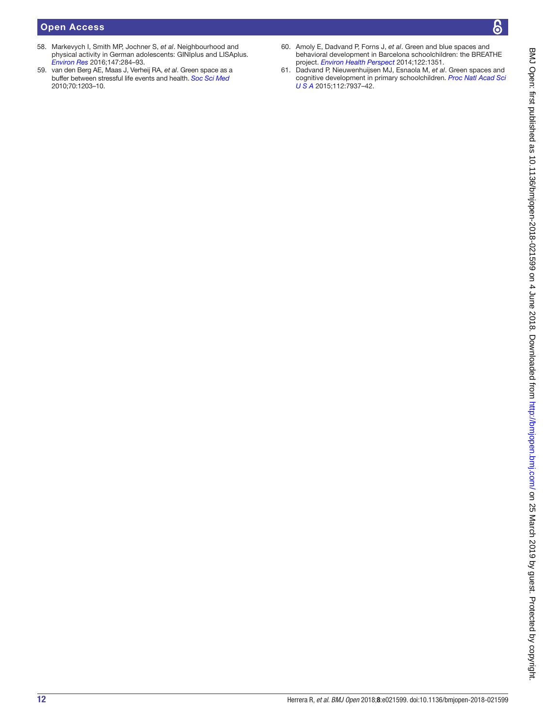58. Markevych I, Smith MP, Jochner S, *et al*. Neighbourhood and physical activity in German adolescents: GINIplus and LISAplus. *Environ Res* 2016;147:284–93.
59. van den Berg AE, Maas J, Verheij RA, *et al*. Green space as a buffer between stressful life events and health. *Soc Sci Med* 2010;70:1203–10.
60. Amoly E, Dadvand P, Forns J, *et al*. Green and blue spaces and behavioral development in Barcelona schoolchildren: the BREATHE project. *Environ Health Perspect* 2014;122:1351.
61. Dadvand P, Nieuwenhuijsen MJ, Esnaola M, *et al*. Green spaces and cognitive development in primary schoolchildren. *Proc Natl Acad Sci U S A* 2015;112:7937–42.